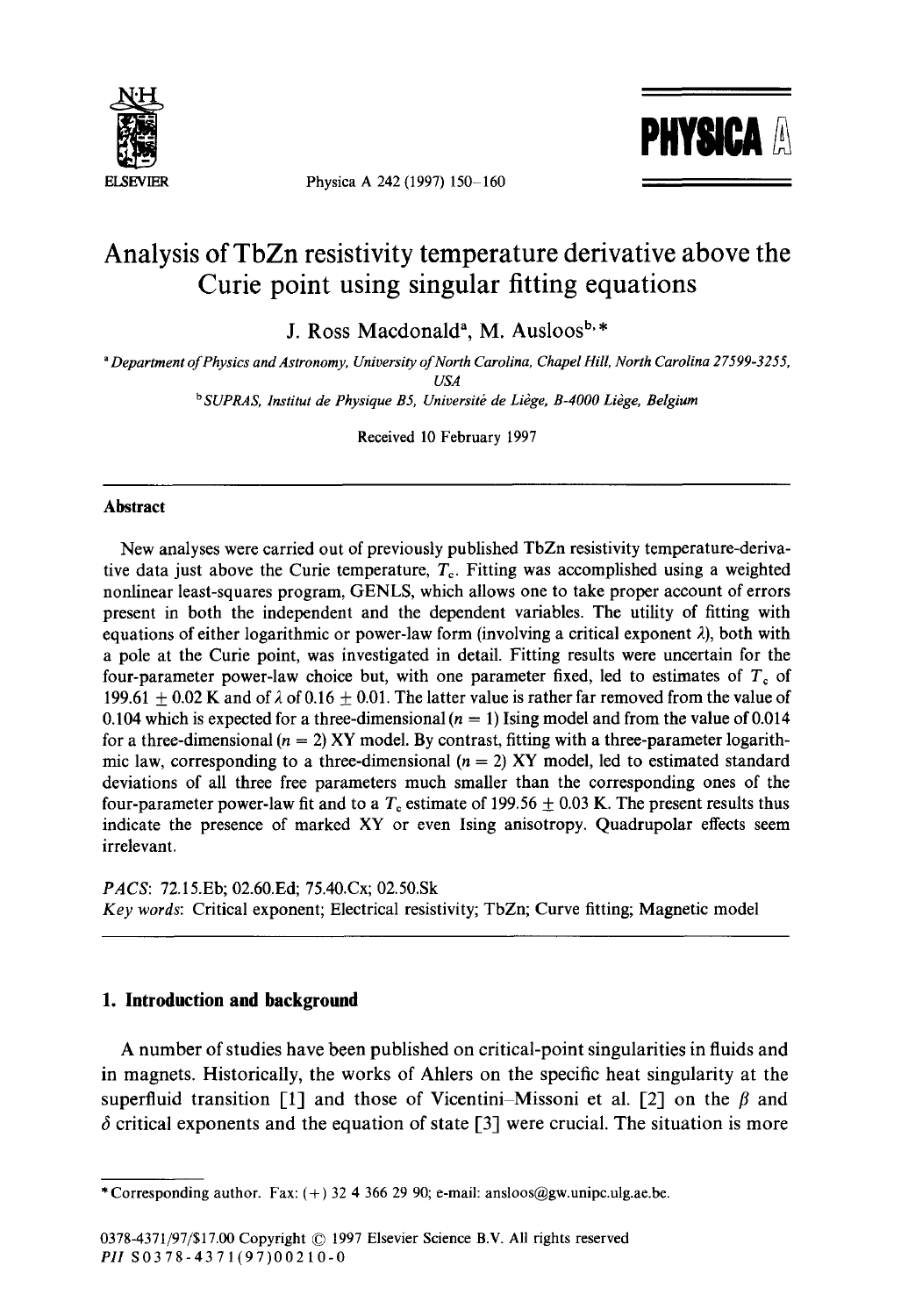# Analysis of TbZn resistivity temperature derivative above the Curie point using singular fitting equations

J. Ross Macdonald[a], M. Ausloos[b,*]

[a] Department of Physics and Astronomy, University of North Carolina, Chapel Hill, North Carolina 27599-3255, USA

[b] SUPRAS, Institut de Physique B5, Université de Liège, B-4000 Liège, Belgium

Received 10 February 1997

## Abstract

New analyses were carried out of previously published TbZn resistivity temperature-derivative data just above the Curie temperature, $T_c$. Fitting was accomplished using a weighted nonlinear least-squares program, GENLS, which allows one to take proper account of errors present in both the independent and the dependent variables. The utility of fitting with equations of either logarithmic or power-law form (involving a critical exponent $\lambda$), both with a pole at the Curie point, was investigated in detail. Fitting results were uncertain for the four-parameter power-law choice but, with one parameter fixed, led to estimates of $T_c$ of $199.61 \pm 0.02$ K and of $\lambda$ of $0.16 \pm 0.01$. The latter value is rather far removed from the value of 0.104 which is expected for a three-dimensional ($n = 1$) Ising model and from the value of 0.014 for a three-dimensional ($n = 2$) XY model. By contrast, fitting with a three-parameter logarithmic law, corresponding to a three-dimensional ($n = 2$) XY model, led to estimated standard deviations of all three free parameters much smaller than the corresponding ones of the four-parameter power-law fit and to a $T_c$ estimate of $199.56 \pm 0.03$ K. The present results thus indicate the presence of marked XY or even Ising anisotropy. Quadrupolar effects seem irrelevant.

*PACS*: 72.15.Eb; 02.60.Ed; 75.40.Cx; 02.50.Sk

*Key words*: Critical exponent; Electrical resistivity; TbZn; Curve fitting; Magnetic model

## 1. Introduction and background

A number of studies have been published on critical-point singularities in fluids and in magnets. Historically, the works of Ahlers on the specific heat singularity at the superfluid transition [1] and those of Vicentini-Missoni et al. [2] on the $\beta$ and $\delta$ critical exponents and the equation of state [3] were crucial. The situation is more

---

* Corresponding author. Fax: (+) 32 4 366 29 90; e-mail: ansloos@gw.unipc.ulg.ac.be.

0378-4371/97/$17.00 Copyright © 1997 Elsevier Science B.V. All rights reserved
PII S0378-4371(97)00210-0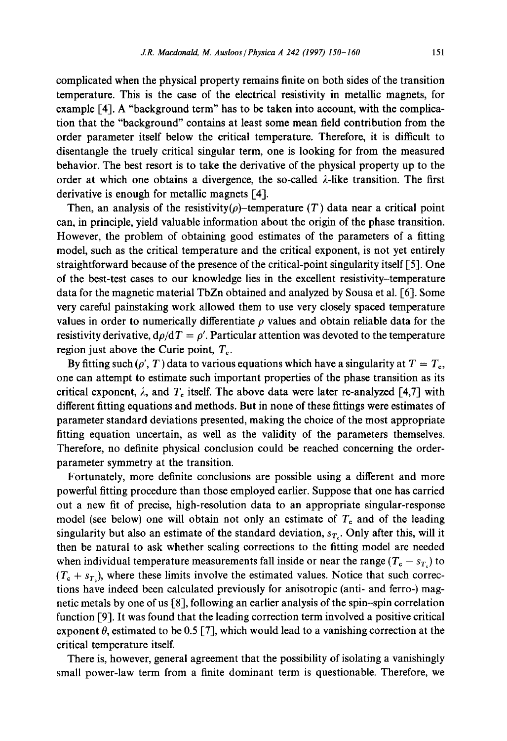complicated when the physical property remains finite on both sides of the transition temperature. This is the case of the electrical resistivity in metallic magnets, for example [4]. A "background term" has to be taken into account, with the complication that the "background" contains at least some mean field contribution from the order parameter itself below the critical temperature. Therefore, it is difficult to disentangle the truely critical singular term, one is looking for from the measured behavior. The best resort is to take the derivative of the physical property up to the order at which one obtains a divergence, the so-called $\lambda$-like transition. The first derivative is enough for metallic magnets [4].

Then, an analysis of the resistivity($\rho$)–temperature ($T$) data near a critical point can, in principle, yield valuable information about the origin of the phase transition. However, the problem of obtaining good estimates of the parameters of a fitting model, such as the critical temperature and the critical exponent, is not yet entirely straightforward because of the presence of the critical-point singularity itself [5]. One of the best-test cases to our knowledge lies in the excellent resistivity–temperature data for the magnetic material TbZn obtained and analyzed by Sousa et al. [6]. Some very careful painstaking work allowed them to use very closely spaced temperature values in order to numerically differentiate $\rho$ values and obtain reliable data for the resistivity derivative, $d\rho/dT = \rho'$. Particular attention was devoted to the temperature region just above the Curie point, $T_c$.

By fitting such ($\rho'$, $T$) data to various equations which have a singularity at $T = T_c$, one can attempt to estimate such important properties of the phase transition as its critical exponent, $\lambda$, and $T_c$ itself. The above data were later re-analyzed [4,7] with different fitting equations and methods. But in none of these fittings were estimates of parameter standard deviations presented, making the choice of the most appropriate fitting equation uncertain, as well as the validity of the parameters themselves. Therefore, no definite physical conclusion could be reached concerning the order-parameter symmetry at the transition.

Fortunately, more definite conclusions are possible using a different and more powerful fitting procedure than those employed earlier. Suppose that one has carried out a new fit of precise, high-resolution data to an appropriate singular-response model (see below) one will obtain not only an estimate of $T_c$ and of the leading singularity but also an estimate of the standard deviation, $s_{T_c}$. Only after this, will it then be natural to ask whether scaling corrections to the fitting model are needed when individual temperature measurements fall inside or near the range ($T_c - s_{T_c}$) to ($T_c + s_{T_c}$), where these limits involve the estimated values. Notice that such corrections have indeed been calculated previously for anisotropic (anti- and ferro-) magnetic metals by one of us [8], following an earlier analysis of the spin–spin correlation function [9]. It was found that the leading correction term involved a positive critical exponent $\theta$, estimated to be 0.5 [7], which would lead to a vanishing correction at the critical temperature itself.

There is, however, general agreement that the possibility of isolating a vanishingly small power-law term from a finite dominant term is questionable. Therefore, we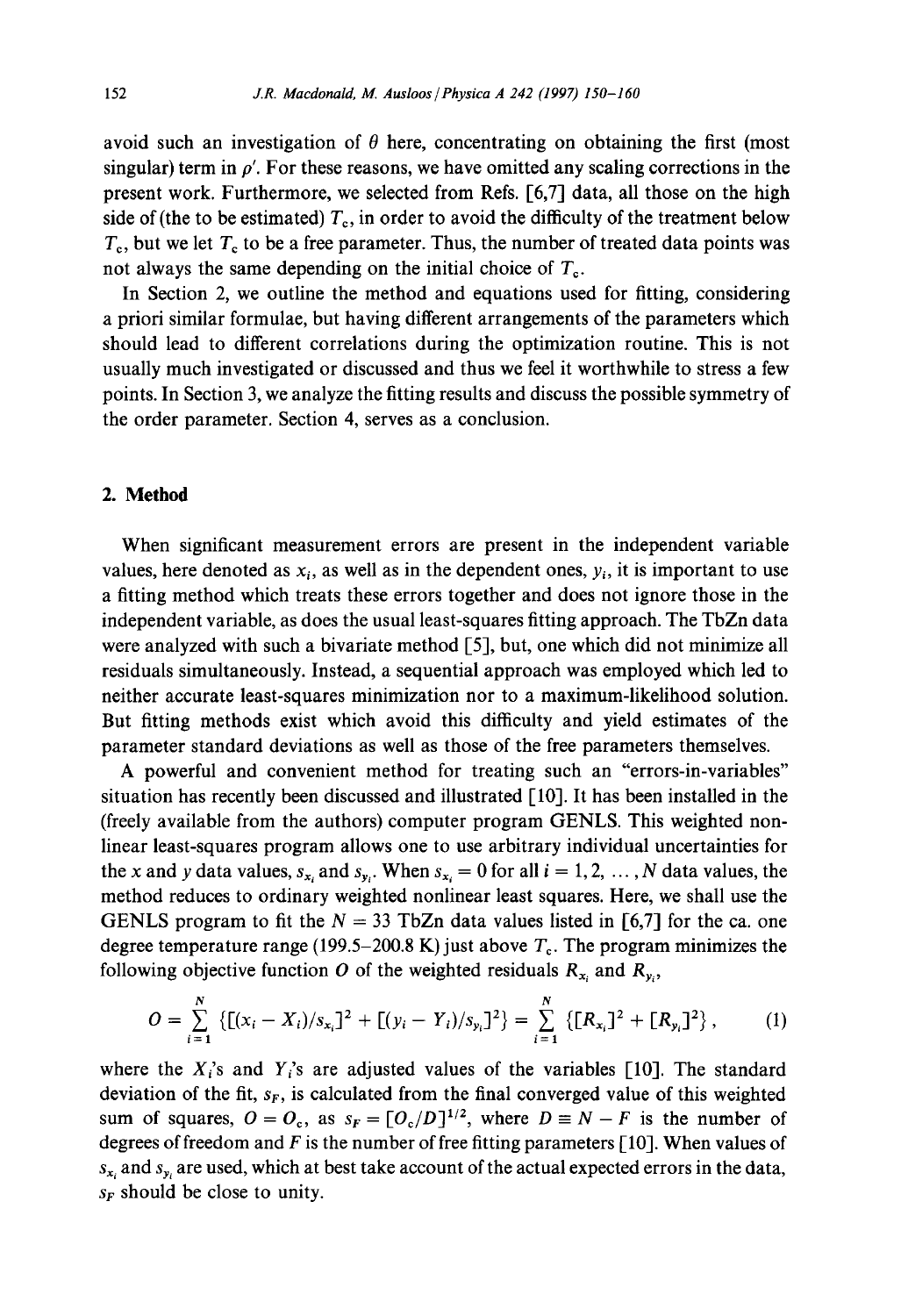avoid such an investigation of $\theta$ here, concentrating on obtaining the first (most singular) term in $\rho'$. For these reasons, we have omitted any scaling corrections in the present work. Furthermore, we selected from Refs. [6,7] data, all those on the high side of (the to be estimated) $T_c$, in order to avoid the difficulty of the treatment below $T_c$, but we let $T_c$ to be a free parameter. Thus, the number of treated data points was not always the same depending on the initial choice of $T_c$.

In Section 2, we outline the method and equations used for fitting, considering a priori similar formulae, but having different arrangements of the parameters which should lead to different correlations during the optimization routine. This is not usually much investigated or discussed and thus we feel it worthwhile to stress a few points. In Section 3, we analyze the fitting results and discuss the possible symmetry of the order parameter. Section 4, serves as a conclusion.

## 2. Method

When significant measurement errors are present in the independent variable values, here denoted as $x_i$, as well as in the dependent ones, $y_i$, it is important to use a fitting method which treats these errors together and does not ignore those in the independent variable, as does the usual least-squares fitting approach. The TbZn data were analyzed with such a bivariate method [5], but, one which did not minimize all residuals simultaneously. Instead, a sequential approach was employed which led to neither accurate least-squares minimization nor to a maximum-likelihood solution. But fitting methods exist which avoid this difficulty and yield estimates of the parameter standard deviations as well as those of the free parameters themselves.

A powerful and convenient method for treating such an "errors-in-variables" situation has recently been discussed and illustrated [10]. It has been installed in the (freely available from the authors) computer program GENLS. This weighted non-linear least-squares program allows one to use arbitrary individual uncertainties for the $x$ and $y$ data values, $s_{x_i}$ and $s_{y_i}$. When $s_{x_i} = 0$ for all $i = 1, 2, \ldots, N$ data values, the method reduces to ordinary weighted nonlinear least squares. Here, we shall use the GENLS program to fit the $N = 33$ TbZn data values listed in [6,7] for the ca. one degree temperature range (199.5–200.8 K) just above $T_c$. The program minimizes the following objective function $O$ of the weighted residuals $R_{x_i}$ and $R_{y_i}$,

$$O = \sum_{i=1}^{N} \{[(x_i - X_i)/s_{x_i}]^2 + [(y_i - Y_i)/s_{y_i}]^2\} = \sum_{i=1}^{N} \{[R_{x_i}]^2 + [R_{y_i}]^2\}, \tag{1}$$

where the $X_i$'s and $Y_i$'s are adjusted values of the variables [10]. The standard deviation of the fit, $s_F$, is calculated from the final converged value of this weighted sum of squares, $O = O_c$, as $s_F = [O_c/D]^{1/2}$, where $D \equiv N - F$ is the number of degrees of freedom and $F$ is the number of free fitting parameters [10]. When values of $s_{x_i}$ and $s_{y_i}$ are used, which at best take account of the actual expected errors in the data, $s_F$ should be close to unity.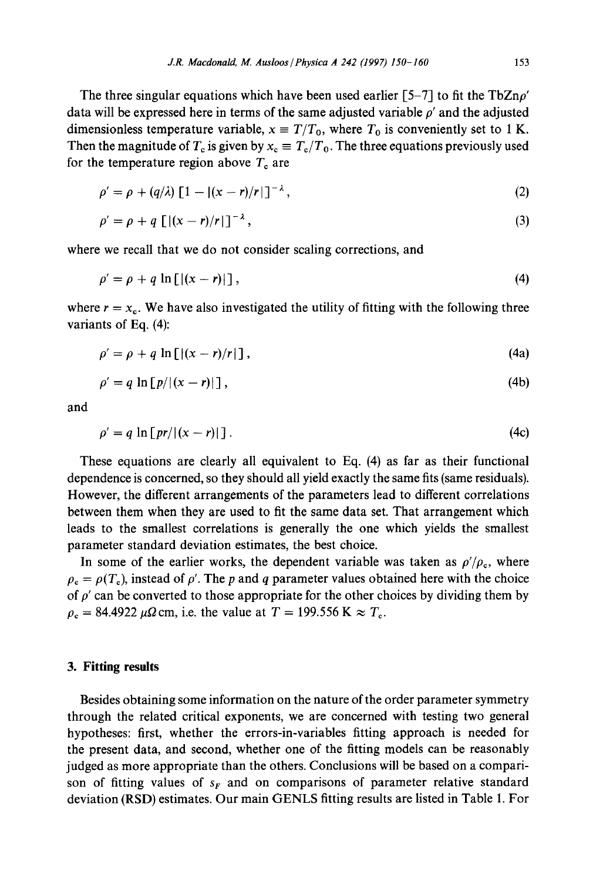The three singular equations which have been used earlier [5–7] to fit the TbZn$\rho'$ data will be expressed here in terms of the same adjusted variable $\rho'$ and the adjusted dimensionless temperature variable, $x \equiv T/T_0$, where $T_0$ is conveniently set to 1 K. Then the magnitude of $T_c$ is given by $x_c \equiv T_c/T_0$. The three equations previously used for the temperature region above $T_c$ are

$$\rho' = \rho + (q/\lambda)\,[1 - |(x - r)/r|]^{-\lambda}\,, \tag{2}$$

$$\rho' = \rho + q\,[|(x - r)/r|]^{-\lambda}\,, \tag{3}$$

where we recall that we do not consider scaling corrections, and

$$\rho' = \rho + q\,\ln[|(x - r)|]\,, \tag{4}$$

where $r = x_c$. We have also investigated the utility of fitting with the following three variants of Eq. (4):

$$\rho' = \rho + q\,\ln[|(x - r)/r|]\,, \tag{4a}$$

$$\rho' = q\,\ln[p/|(x - r)|]\,, \tag{4b}$$

and

$$\rho' = q\,\ln[pr/|(x - r)|]\,. \tag{4c}$$

These equations are clearly all equivalent to Eq. (4) as far as their functional dependence is concerned, so they should all yield exactly the same fits (same residuals). However, the different arrangements of the parameters lead to different correlations between them when they are used to fit the same data set. That arrangement which leads to the smallest correlations is generally the one which yields the smallest parameter standard deviation estimates, the best choice.

In some of the earlier works, the dependent variable was taken as $\rho'/\rho_c$, where $\rho_c = \rho(T_c)$, instead of $\rho'$. The $p$ and $q$ parameter values obtained here with the choice of $\rho'$ can be converted to those appropriate for the other choices by dividing them by $\rho_c = 84.4922\ \mu\Omega\,\text{cm}$, i.e. the value at $T = 199.556\ \text{K} \approx T_c$.

## 3. Fitting results

Besides obtaining some information on the nature of the order parameter symmetry through the related critical exponents, we are concerned with testing two general hypotheses: first, whether the errors-in-variables fitting approach is needed for the present data, and second, whether one of the fitting models can be reasonably judged as more appropriate than the others. Conclusions will be based on a comparison of fitting values of $s_F$ and on comparisons of parameter relative standard deviation (RSD) estimates. Our main GENLS fitting results are listed in Table 1. For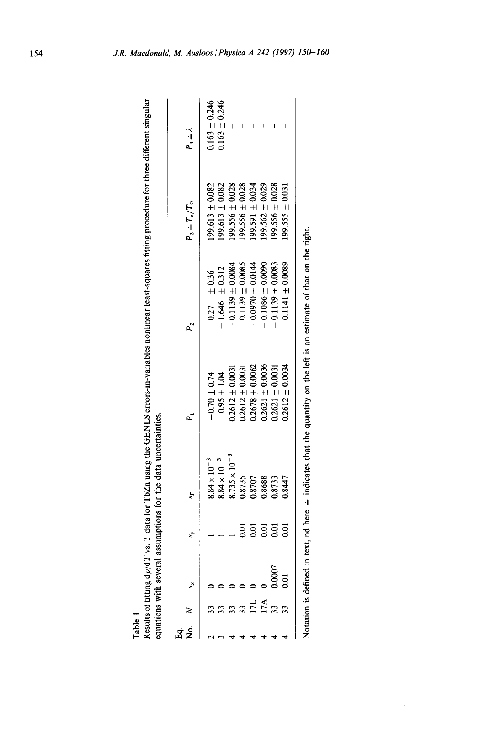Table 1
Results of fitting $d\rho/dT$ vs. $T$ data for TbZn using the GENLS errors-in-variables nonlinear least-squares fitting procedure for three different singular equations with several assumptions for the data uncertainties.

| Eq. No. | $N$ | $s_x$ | $s_y$ | $s_F$ | $P_1$ | $P_2$ | $P_3 \doteq T_c/T_0$ | $P_4 \doteq \lambda$ |
|---|---|---|---|---|---|---|---|---|
| 2 | 33 | 0 | 1 | $8.84 \times 10^{-3}$ | $-0.70 \pm 0.74$ | $0.27 \pm 0.36$ | $199.613 \pm 0.082$ | $0.163 \pm 0.246$ |
| 3 | 33 | 0 | 1 | $8.84 \times 10^{-3}$ | $0.95 \pm 1.04$ | $-1.646 \pm 0.312$ | $199.613 \pm 0.082$ | $0.163 \pm 0.246$ |
| 4 | 33 | 0 | 1 | $8.735 \times 10^{-3}$ | $0.2612 \pm 0.0031$ | $-0.1139 \pm 0.0084$ | $199.556 \pm 0.028$ | – |
| 4 | 33 | 0 | 0.01 | 0.8735 | $0.2612 \pm 0.0031$ | $-0.1139 \pm 0.0085$ | $199.556 \pm 0.028$ | – |
| 4 | 17L | 0 | 0.01 | 0.8707 | $0.2678 \pm 0.0062$ | $-0.0970 \pm 0.0144$ | $199.591 \pm 0.034$ | – |
| 4 | 17A | 0 | 0.01 | 0.8688 | $0.2621 \pm 0.0036$ | $-0.1086 \pm 0.0090$ | $199.562 \pm 0.029$ | – |
| 4 | 33 | 0.0007 | 0.01 | 0.8733 | $0.2621 \pm 0.0031$ | $-0.1139 \pm 0.0083$ | $199.556 \pm 0.028$ | – |
| 4 | 33 | 0.01 | 0.01 | 0.8447 | $0.2612 \pm 0.0034$ | $-0.1141 \pm 0.0089$ | $199.555 \pm 0.031$ | – |

Notation is defined in text, nd here $\doteq$ indicates that the quantity on the left is an estimate of that on the right.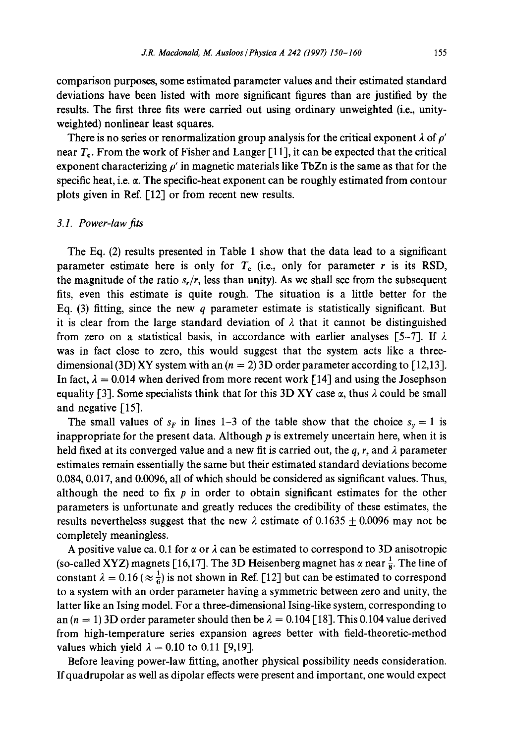comparison purposes, some estimated parameter values and their estimated standard deviations have been listed with more significant figures than are justified by the results. The first three fits were carried out using ordinary unweighted (i.e., unity-weighted) nonlinear least squares.

There is no series or renormalization group analysis for the critical exponent $\lambda$ of $\rho'$ near $T_c$. From the work of Fisher and Langer [11], it can be expected that the critical exponent characterizing $\rho'$ in magnetic materials like TbZn is the same as that for the specific heat, i.e. $\alpha$. The specific-heat exponent can be roughly estimated from contour plots given in Ref. [12] or from recent new results.

### 3.1. Power-law fits

The Eq. (2) results presented in Table 1 show that the data lead to a significant parameter estimate here is only for $T_c$ (i.e., only for parameter $r$ is its RSD, the magnitude of the ratio $s_r/r$, less than unity). As we shall see from the subsequent fits, even this estimate is quite rough. The situation is a little better for the Eq. (3) fitting, since the new $q$ parameter estimate is statistically significant. But it is clear from the large standard deviation of $\lambda$ that it cannot be distinguished from zero on a statistical basis, in accordance with earlier analyses [5–7]. If $\lambda$ was in fact close to zero, this would suggest that the system acts like a three-dimensional (3D) XY system with an ($n = 2$) 3D order parameter according to [12,13]. In fact, $\lambda = 0.014$ when derived from more recent work [14] and using the Josephson equality [3]. Some specialists think that for this 3D XY case $\alpha$, thus $\lambda$ could be small and negative [15].

The small values of $s_F$ in lines 1–3 of the table show that the choice $s_y = 1$ is inappropriate for the present data. Although $p$ is extremely uncertain here, when it is held fixed at its converged value and a new fit is carried out, the $q$, $r$, and $\lambda$ parameter estimates remain essentially the same but their estimated standard deviations become 0.084, 0.017, and 0.0096, all of which should be considered as significant values. Thus, although the need to fix $p$ in order to obtain significant estimates for the other parameters is unfortunate and greatly reduces the credibility of these estimates, the results nevertheless suggest that the new $\lambda$ estimate of $0.1635 \pm 0.0096$ may not be completely meaningless.

A positive value ca. 0.1 for $\alpha$ or $\lambda$ can be estimated to correspond to 3D anisotropic (so-called XYZ) magnets [16,17]. The 3D Heisenberg magnet has $\alpha$ near $\frac{1}{8}$. The line of constant $\lambda = 0.16$ ($\approx \frac{1}{6}$) is not shown in Ref. [12] but can be estimated to correspond to a system with an order parameter having a symmetric between zero and unity, the latter like an Ising model. For a three-dimensional Ising-like system, corresponding to an ($n = 1$) 3D order parameter should then be $\lambda = 0.104$ [18]. This 0.104 value derived from high-temperature series expansion agrees better with field-theoretic-method values which yield $\lambda = 0.10$ to 0.11 [9,19].

Before leaving power-law fitting, another physical possibility needs consideration. If quadrupolar as well as dipolar effects were present and important, one would expect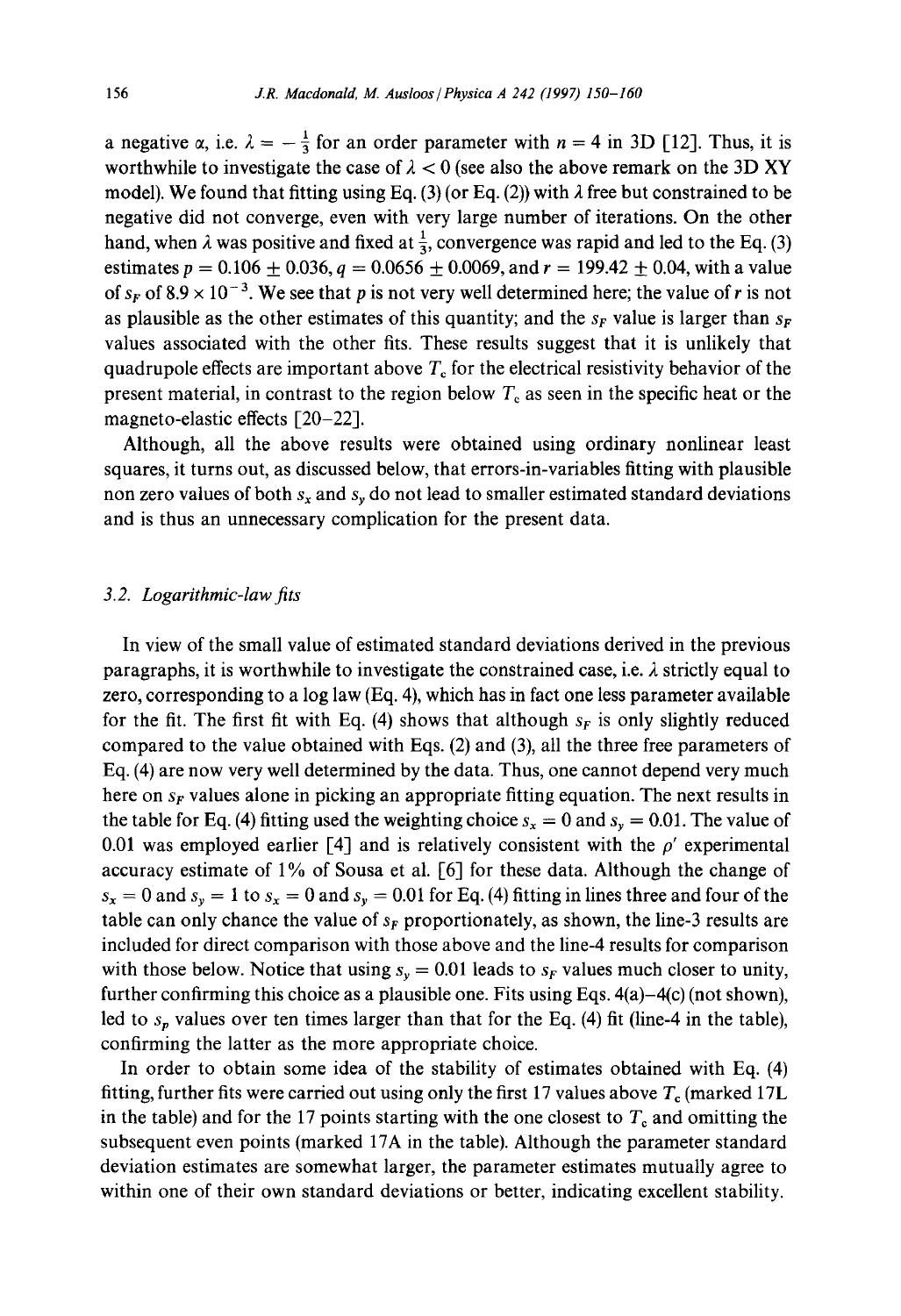a negative $\alpha$, i.e. $\lambda = -\frac{1}{3}$ for an order parameter with $n = 4$ in 3D [12]. Thus, it is worthwhile to investigate the case of $\lambda < 0$ (see also the above remark on the 3D XY model). We found that fitting using Eq. (3) (or Eq. (2)) with $\lambda$ free but constrained to be negative did not converge, even with very large number of iterations. On the other hand, when $\lambda$ was positive and fixed at $\frac{1}{3}$, convergence was rapid and led to the Eq. (3) estimates $p = 0.106 \pm 0.036$, $q = 0.0656 \pm 0.0069$, and $r = 199.42 \pm 0.04$, with a value of $s_F$ of $8.9 \times 10^{-3}$. We see that $p$ is not very well determined here; the value of $r$ is not as plausible as the other estimates of this quantity; and the $s_F$ value is larger than $s_F$ values associated with the other fits. These results suggest that it is unlikely that quadrupole effects are important above $T_c$ for the electrical resistivity behavior of the present material, in contrast to the region below $T_c$ as seen in the specific heat or the magneto-elastic effects [20–22].

Although, all the above results were obtained using ordinary nonlinear least squares, it turns out, as discussed below, that errors-in-variables fitting with plausible non zero values of both $s_x$ and $s_y$ do not lead to smaller estimated standard deviations and is thus an unnecessary complication for the present data.

### 3.2. Logarithmic-law fits

In view of the small value of estimated standard deviations derived in the previous paragraphs, it is worthwhile to investigate the constrained case, i.e. $\lambda$ strictly equal to zero, corresponding to a log law (Eq. 4), which has in fact one less parameter available for the fit. The first fit with Eq. (4) shows that although $s_F$ is only slightly reduced compared to the value obtained with Eqs. (2) and (3), all the three free parameters of Eq. (4) are now very well determined by the data. Thus, one cannot depend very much here on $s_F$ values alone in picking an appropriate fitting equation. The next results in the table for Eq. (4) fitting used the weighting choice $s_x = 0$ and $s_y = 0.01$. The value of 0.01 was employed earlier [4] and is relatively consistent with the $\rho'$ experimental accuracy estimate of 1% of Sousa et al. [6] for these data. Although the change of $s_x = 0$ and $s_y = 1$ to $s_x = 0$ and $s_y = 0.01$ for Eq. (4) fitting in lines three and four of the table can only chance the value of $s_F$ proportionately, as shown, the line-3 results are included for direct comparison with those above and the line-4 results for comparison with those below. Notice that using $s_y = 0.01$ leads to $s_F$ values much closer to unity, further confirming this choice as a plausible one. Fits using Eqs. 4(a)–4(c) (not shown), led to $s_p$ values over ten times larger than that for the Eq. (4) fit (line-4 in the table), confirming the latter as the more appropriate choice.

In order to obtain some idea of the stability of estimates obtained with Eq. (4) fitting, further fits were carried out using only the first 17 values above $T_c$ (marked 17L in the table) and for the 17 points starting with the one closest to $T_c$ and omitting the subsequent even points (marked 17A in the table). Although the parameter standard deviation estimates are somewhat larger, the parameter estimates mutually agree to within one of their own standard deviations or better, indicating excellent stability.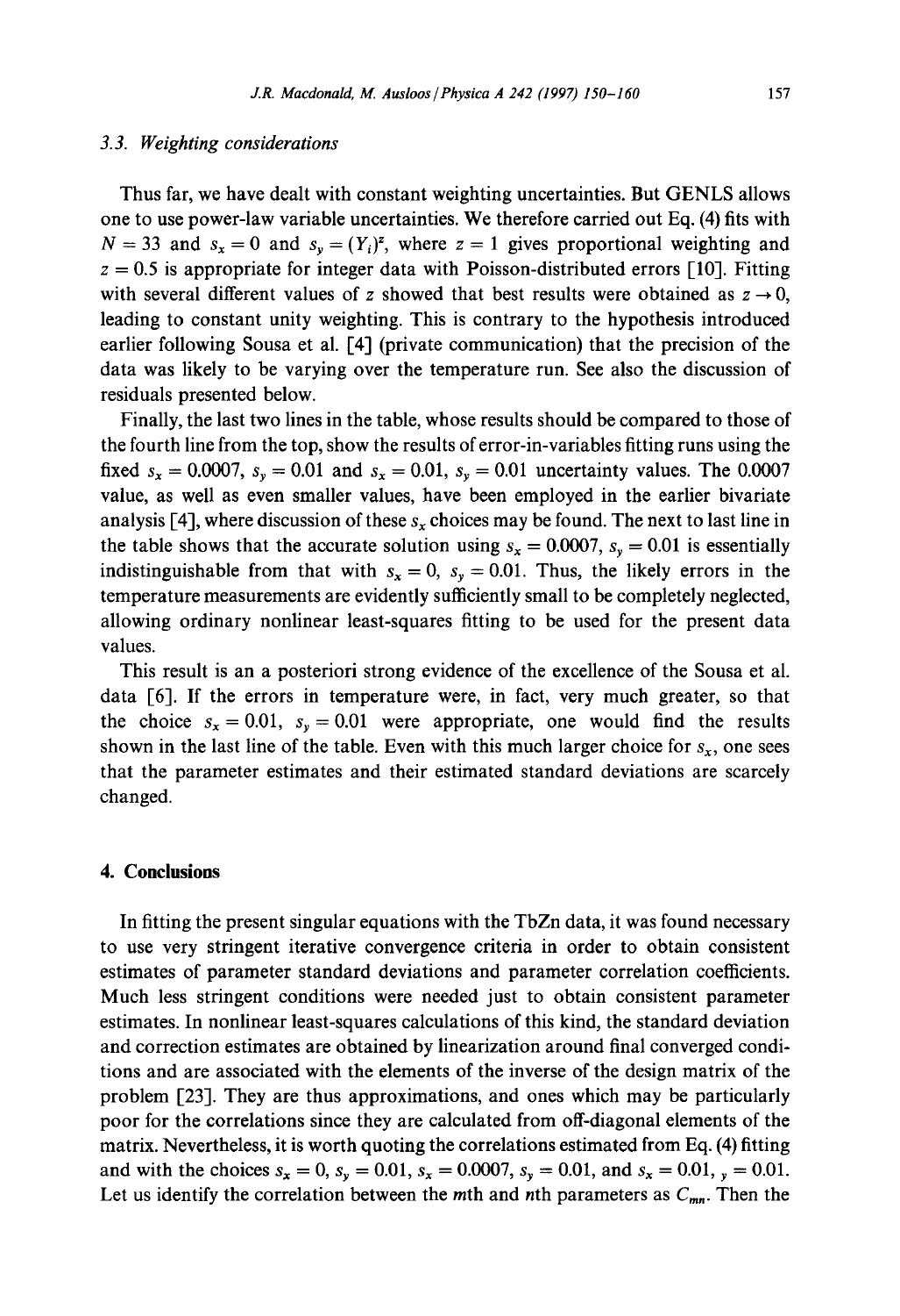### 3.3. Weighting considerations

Thus far, we have dealt with constant weighting uncertainties. But GENLS allows one to use power-law variable uncertainties. We therefore carried out Eq. (4) fits with $N = 33$ and $s_x = 0$ and $s_y = (Y_i)^z$, where $z = 1$ gives proportional weighting and $z = 0.5$ is appropriate for integer data with Poisson-distributed errors [10]. Fitting with several different values of $z$ showed that best results were obtained as $z \to 0$, leading to constant unity weighting. This is contrary to the hypothesis introduced earlier following Sousa et al. [4] (private communication) that the precision of the data was likely to be varying over the temperature run. See also the discussion of residuals presented below.

Finally, the last two lines in the table, whose results should be compared to those of the fourth line from the top, show the results of error-in-variables fitting runs using the fixed $s_x = 0.0007$, $s_y = 0.01$ and $s_x = 0.01$, $s_y = 0.01$ uncertainty values. The 0.0007 value, as well as even smaller values, have been employed in the earlier bivariate analysis [4], where discussion of these $s_x$ choices may be found. The next to last line in the table shows that the accurate solution using $s_x = 0.0007$, $s_y = 0.01$ is essentially indistinguishable from that with $s_x = 0$, $s_y = 0.01$. Thus, the likely errors in the temperature measurements are evidently sufficiently small to be completely neglected, allowing ordinary nonlinear least-squares fitting to be used for the present data values.

This result is an a posteriori strong evidence of the excellence of the Sousa et al. data [6]. If the errors in temperature were, in fact, very much greater, so that the choice $s_x = 0.01$, $s_y = 0.01$ were appropriate, one would find the results shown in the last line of the table. Even with this much larger choice for $s_x$, one sees that the parameter estimates and their estimated standard deviations are scarcely changed.

## 4. Conclusions

In fitting the present singular equations with the TbZn data, it was found necessary to use very stringent iterative convergence criteria in order to obtain consistent estimates of parameter standard deviations and parameter correlation coefficients. Much less stringent conditions were needed just to obtain consistent parameter estimates. In nonlinear least-squares calculations of this kind, the standard deviation and correction estimates are obtained by linearization around final converged conditions and are associated with the elements of the inverse of the design matrix of the problem [23]. They are thus approximations, and ones which may be particularly poor for the correlations since they are calculated from off-diagonal elements of the matrix. Nevertheless, it is worth quoting the correlations estimated from Eq. (4) fitting and with the choices $s_x = 0$, $s_y = 0.01$, $s_x = 0.0007$, $s_y = 0.01$, and $s_x = 0.01$, $_y = 0.01$. Let us identify the correlation between the $m$th and $n$th parameters as $C_{mn}$. Then the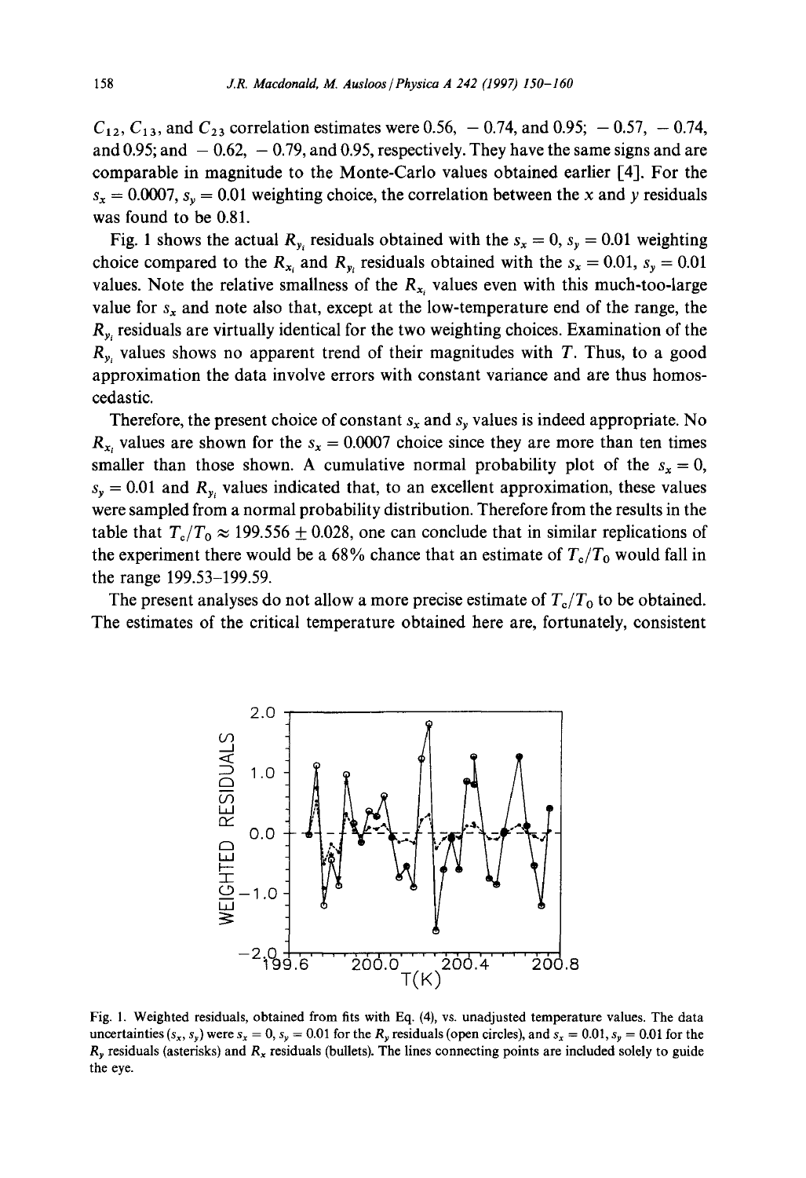$C_{12}$, $C_{13}$, and $C_{23}$ correlation estimates were 0.56, $-0.74$, and 0.95; $-0.57$, $-0.74$, and 0.95; and $-0.62$, $-0.79$, and 0.95, respectively. They have the same signs and are comparable in magnitude to the Monte-Carlo values obtained earlier [4]. For the $s_x = 0.0007$, $s_y = 0.01$ weighting choice, the correlation between the $x$ and $y$ residuals was found to be 0.81.

Fig. 1 shows the actual $R_{y_i}$ residuals obtained with the $s_x = 0$, $s_y = 0.01$ weighting choice compared to the $R_{x_i}$ and $R_{y_i}$ residuals obtained with the $s_x = 0.01$, $s_y = 0.01$ values. Note the relative smallness of the $R_{x_i}$ values even with this much-too-large value for $s_x$ and note also that, except at the low-temperature end of the range, the $R_{y_i}$ residuals are virtually identical for the two weighting choices. Examination of the $R_{y_i}$ values shows no apparent trend of their magnitudes with $T$. Thus, to a good approximation the data involve errors with constant variance and are thus homoscedastic.

Therefore, the present choice of constant $s_x$ and $s_y$ values is indeed appropriate. No $R_{x_i}$ values are shown for the $s_x = 0.0007$ choice since they are more than ten times smaller than those shown. A cumulative normal probability plot of the $s_x = 0$, $s_y = 0.01$ and $R_{y_i}$ values indicated that, to an excellent approximation, these values were sampled from a normal probability distribution. Therefore from the results in the table that $T_c/T_0 \approx 199.556 \pm 0.028$, one can conclude that in similar replications of the experiment there would be a 68% chance that an estimate of $T_c/T_0$ would fall in the range 199.53–199.59.

The present analyses do not allow a more precise estimate of $T_c/T_0$ to be obtained. The estimates of the critical temperature obtained here are, fortunately, consistent

Fig. 1. Weighted residuals, obtained from fits with Eq. (4), vs. unadjusted temperature values. The data uncertainties $(s_x, s_y)$ were $s_x = 0$, $s_y = 0.01$ for the $R_y$ residuals (open circles), and $s_x = 0.01$, $s_y = 0.01$ for the $R_y$ residuals (asterisks) and $R_x$ residuals (bullets). The lines connecting points are included solely to guide the eye.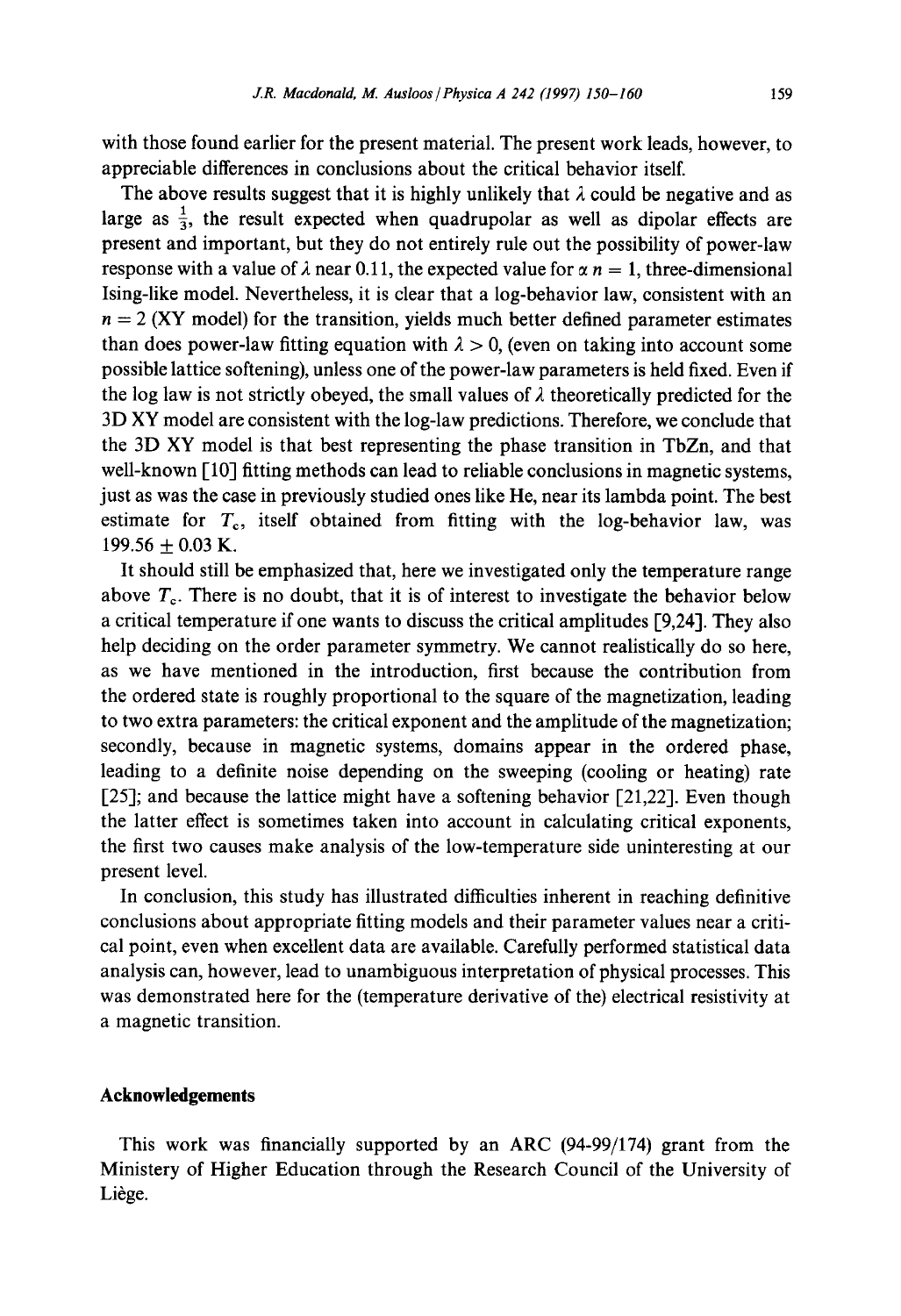with those found earlier for the present material. The present work leads, however, to appreciable differences in conclusions about the critical behavior itself.

The above results suggest that it is highly unlikely that $\lambda$ could be negative and as large as $\frac{1}{3}$, the result expected when quadrupolar as well as dipolar effects are present and important, but they do not entirely rule out the possibility of power-law response with a value of $\lambda$ near 0.11, the expected value for $\alpha$ $n = 1$, three-dimensional Ising-like model. Nevertheless, it is clear that a log-behavior law, consistent with an $n = 2$ (XY model) for the transition, yields much better defined parameter estimates than does power-law fitting equation with $\lambda > 0$, (even on taking into account some possible lattice softening), unless one of the power-law parameters is held fixed. Even if the log law is not strictly obeyed, the small values of $\lambda$ theoretically predicted for the 3D XY model are consistent with the log-law predictions. Therefore, we conclude that the 3D XY model is that best representing the phase transition in TbZn, and that well-known [10] fitting methods can lead to reliable conclusions in magnetic systems, just as was the case in previously studied ones like He, near its lambda point. The best estimate for $T_c$, itself obtained from fitting with the log-behavior law, was $199.56 \pm 0.03$ K.

It should still be emphasized that, here we investigated only the temperature range above $T_c$. There is no doubt, that it is of interest to investigate the behavior below a critical temperature if one wants to discuss the critical amplitudes [9,24]. They also help deciding on the order parameter symmetry. We cannot realistically do so here, as we have mentioned in the introduction, first because the contribution from the ordered state is roughly proportional to the square of the magnetization, leading to two extra parameters: the critical exponent and the amplitude of the magnetization; secondly, because in magnetic systems, domains appear in the ordered phase, leading to a definite noise depending on the sweeping (cooling or heating) rate [25]; and because the lattice might have a softening behavior [21,22]. Even though the latter effect is sometimes taken into account in calculating critical exponents, the first two causes make analysis of the low-temperature side uninteresting at our present level.

In conclusion, this study has illustrated difficulties inherent in reaching definitive conclusions about appropriate fitting models and their parameter values near a critical point, even when excellent data are available. Carefully performed statistical data analysis can, however, lead to unambiguous interpretation of physical processes. This was demonstrated here for the (temperature derivative of the) electrical resistivity at a magnetic transition.

## Acknowledgements

This work was financially supported by an ARC (94-99/174) grant from the Ministery of Higher Education through the Research Council of the University of Liège.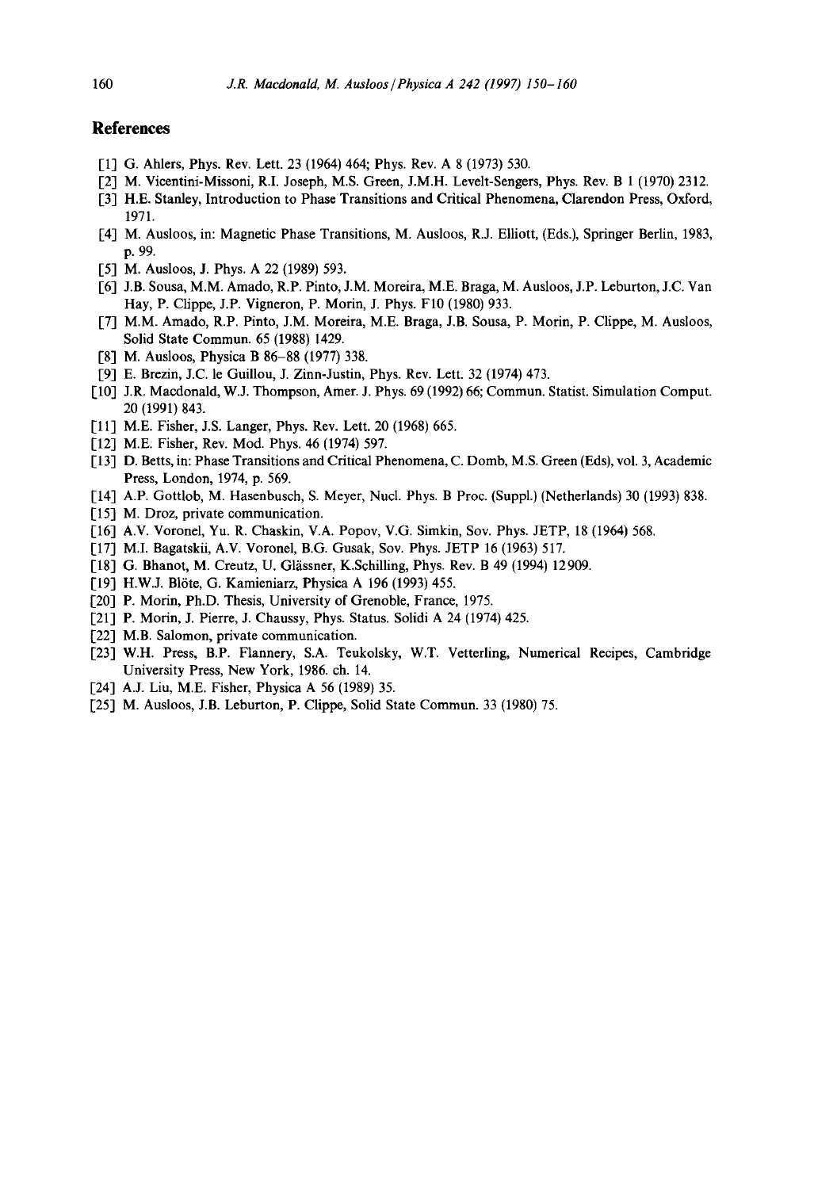## References

[1] G. Ahlers, Phys. Rev. Lett. 23 (1964) 464; Phys. Rev. A 8 (1973) 530.

[2] M. Vicentini-Missoni, R.I. Joseph, M.S. Green, J.M.H. Levelt-Sengers, Phys. Rev. B 1 (1970) 2312.

[3] H.E. Stanley, Introduction to Phase Transitions and Critical Phenomena, Clarendon Press, Oxford, 1971.

[4] M. Ausloos, in: Magnetic Phase Transitions, M. Ausloos, R.J. Elliott, (Eds.), Springer Berlin, 1983, p. 99.

[5] M. Ausloos, J. Phys. A 22 (1989) 593.

[6] J.B. Sousa, M.M. Amado, R.P. Pinto, J.M. Moreira, M.E. Braga, M. Ausloos, J.P. Leburton, J.C. Van Hay, P. Clippe, J.P. Vigneron, P. Morin, J. Phys. F10 (1980) 933.

[7] M.M. Amado, R.P. Pinto, J.M. Moreira, M.E. Braga, J.B. Sousa, P. Morin, P. Clippe, M. Ausloos, Solid State Commun. 65 (1988) 1429.

[8] M. Ausloos, Physica B 86–88 (1977) 338.

[9] E. Brezin, J.C. le Guillou, J. Zinn-Justin, Phys. Rev. Lett. 32 (1974) 473.

[10] J.R. Macdonald, W.J. Thompson, Amer. J. Phys. 69 (1992) 66; Commun. Statist. Simulation Comput. 20 (1991) 843.

[11] M.E. Fisher, J.S. Langer, Phys. Rev. Lett. 20 (1968) 665.

[12] M.E. Fisher, Rev. Mod. Phys. 46 (1974) 597.

[13] D. Betts, in: Phase Transitions and Critical Phenomena, C. Domb, M.S. Green (Eds), vol. 3, Academic Press, London, 1974, p. 569.

[14] A.P. Gottlob, M. Hasenbusch, S. Meyer, Nucl. Phys. B Proc. (Suppl.) (Netherlands) 30 (1993) 838.

[15] M. Droz, private communication.

[16] A.V. Voronel, Yu. R. Chaskin, V.A. Popov, V.G. Simkin, Sov. Phys. JETP, 18 (1964) 568.

[17] M.I. Bagatskii, A.V. Voronel, B.G. Gusak, Sov. Phys. JETP 16 (1963) 517.

[18] G. Bhanot, M. Creutz, U. Glässner, K.Schilling, Phys. Rev. B 49 (1994) 12909.

[19] H.W.J. Blöte, G. Kamieniarz, Physica A 196 (1993) 455.

[20] P. Morin, Ph.D. Thesis, University of Grenoble, France, 1975.

[21] P. Morin, J. Pierre, J. Chaussy, Phys. Status. Solidi A 24 (1974) 425.

[22] M.B. Salomon, private communication.

[23] W.H. Press, B.P. Flannery, S.A. Teukolsky, W.T. Vetterling, Numerical Recipes, Cambridge University Press, New York, 1986. ch. 14.

[24] A.J. Liu, M.E. Fisher, Physica A 56 (1989) 35.

[25] M. Ausloos, J.B. Leburton, P. Clippe, Solid State Commun. 33 (1980) 75.